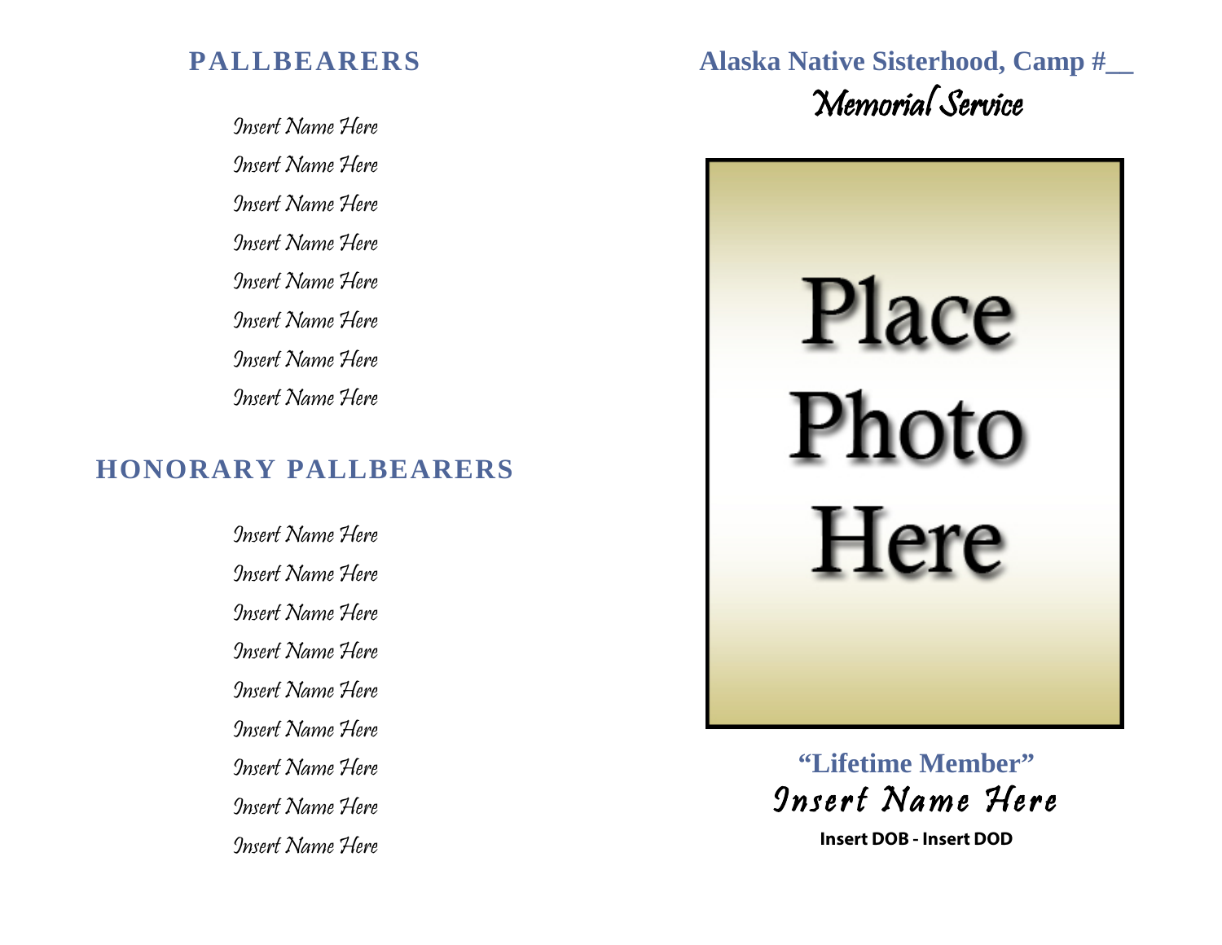## PALLBEARERS

Insert Name Here

Insert Name Here

Insert Name Here

Insert Name Here

Insert Name Here

Insert Name Here

Insert Name Here

Insert Name Here

## HONORARY PALLBEARERS

Insert Name Here

Insert Name Here

Insert Name Here

Insert Name Here

Insert Name Here

Insert Name Here

Insert Name Here

Insert Name Here

Insert Name Here

## Alaska Native Sisterhood, Camp #__

*Memorial Service*

Place Photo Here

**“Lifetime Member”**

*Insert Name Here*

**Insert DOB - Insert DOD**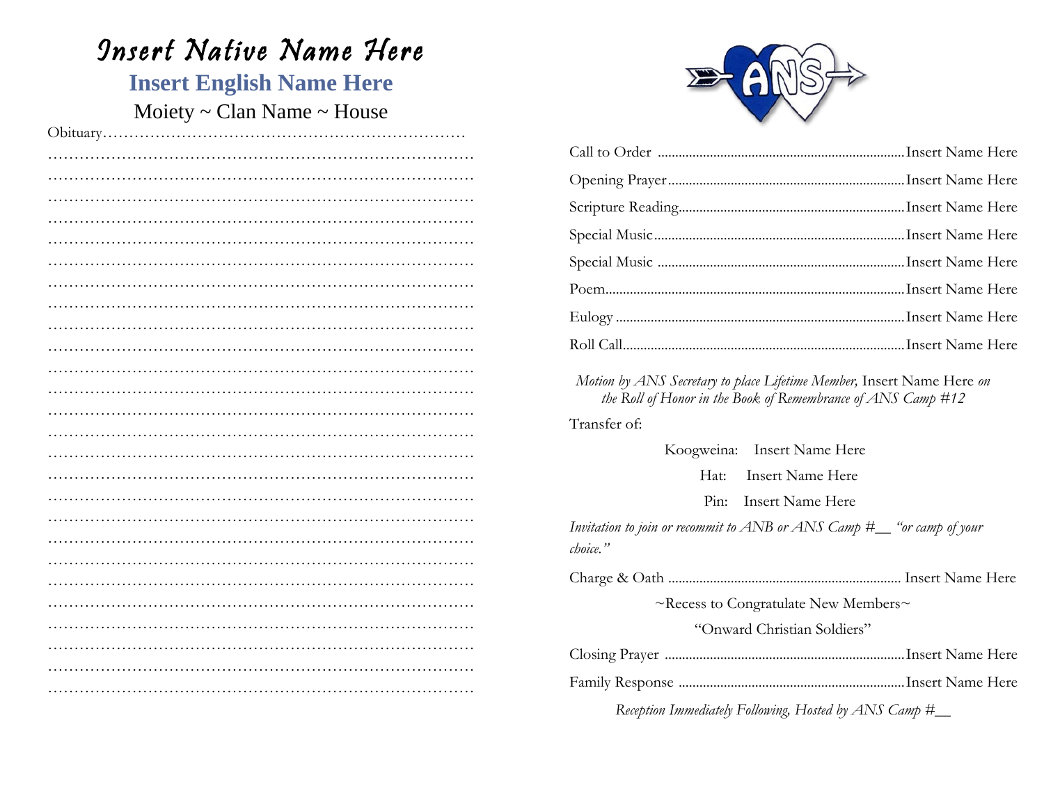# *Insert Native Name Here*

## Insert English Name Here

Moiety ~ Clan Name ~ House

Obituary……………………………………………………………

Call to Order ........................................................................ Insert Name Here

Opening Prayer ........................................................................ Insert Name Here

Scripture Reading ........................................................................ Insert Name Here

Special Music ........................................................................ Insert Name Here

Special Music ........................................................................ Insert Name Here

Poem ........................................................................ Insert Name Here

Eulogy ........................................................................ Insert Name Here

Roll Call ........................................................................ Insert Name Here

*Motion by ANS Secretary to place Lifetime Member,* Insert Name Here *on the Roll of Honor in the Book of Remembrance of ANS Camp #12*

Transfer of:

Koogweina: Insert Name Here

Hat: Insert Name Here

Pin: Insert Name Here

*Invitation to join or recommit to ANB or ANS Camp #__ "or camp of your choice."*

Charge & Oath ........................................................................ Insert Name Here

~Recess to Congratulate New Members~

"Onward Christian Soldiers"

Closing Prayer ........................................................................ Insert Name Here

Family Response ........................................................................ Insert Name Here

*Reception Immediately Following, Hosted by ANS Camp #__*